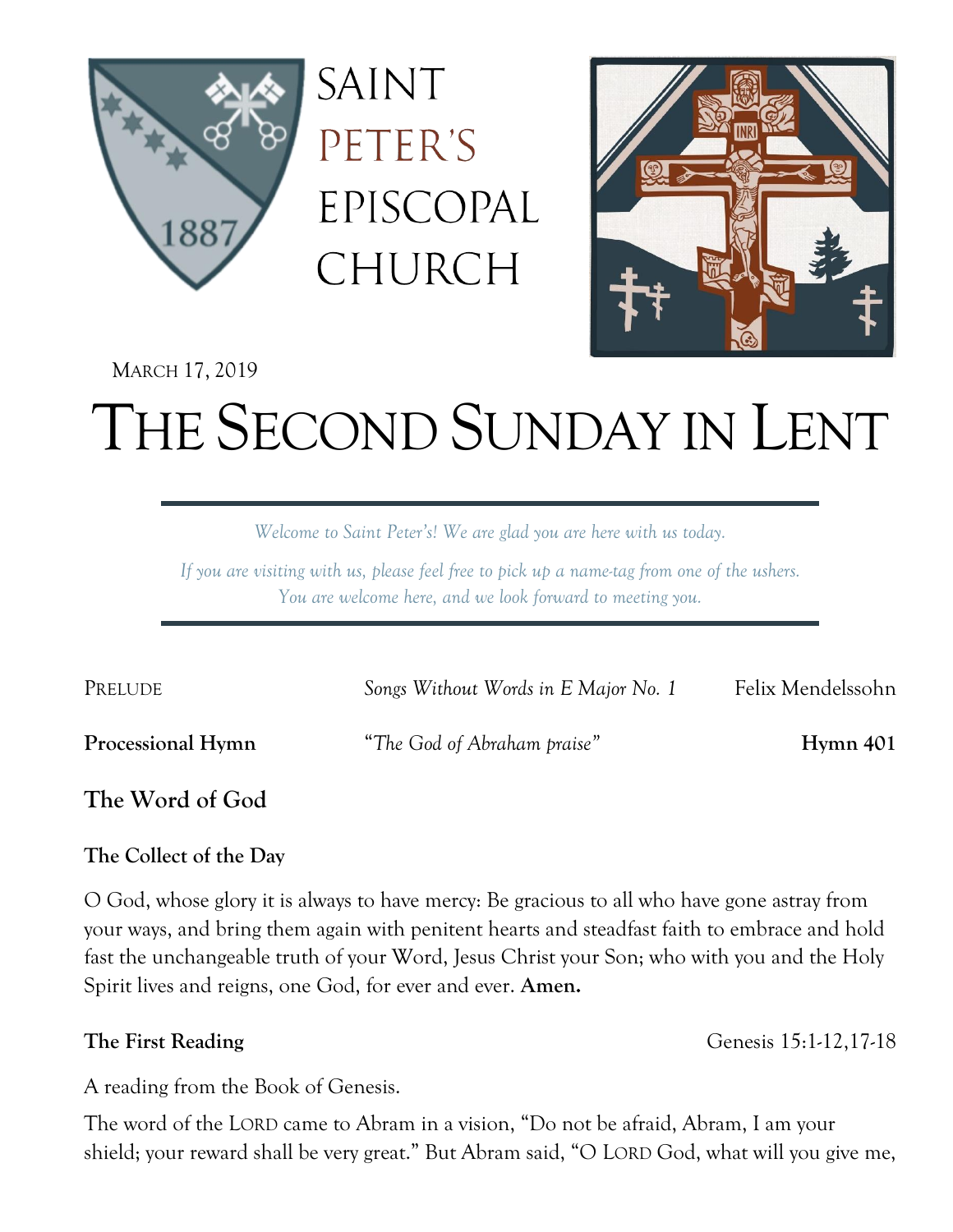# SAINT PETER'S EPISCOPAL CHURCH

MARCH 17, 2019

# THE SECOND SUNDAY IN LENT

*Welcome to Saint Peter's! We are glad you are here with us today.*

*If you are visiting with us, please feel free to pick up a name-tag from one of the ushers. You are welcome here, and we look forward to meeting you.*

PRELUDE *Songs Without Words in E Major No. 1* Felix Mendelssohn

**Processional Hymn** *"The God of Abraham praise"* **Hymn 401**

## The Word of God

### The Collect of the Day

O God, whose glory it is always to have mercy: Be gracious to all who have gone astray from your ways, and bring them again with penitent hearts and steadfast faith to embrace and hold fast the unchangeable truth of your Word, Jesus Christ your Son; who with you and the Holy Spirit lives and reigns, one God, for ever and ever. **Amen.**

### The First Reading

Genesis 15:1-12,17-18

A reading from the Book of Genesis.

The word of the LORD came to Abram in a vision, "Do not be afraid, Abram, I am your shield; your reward shall be very great." But Abram said, "O LORD God, what will you give me,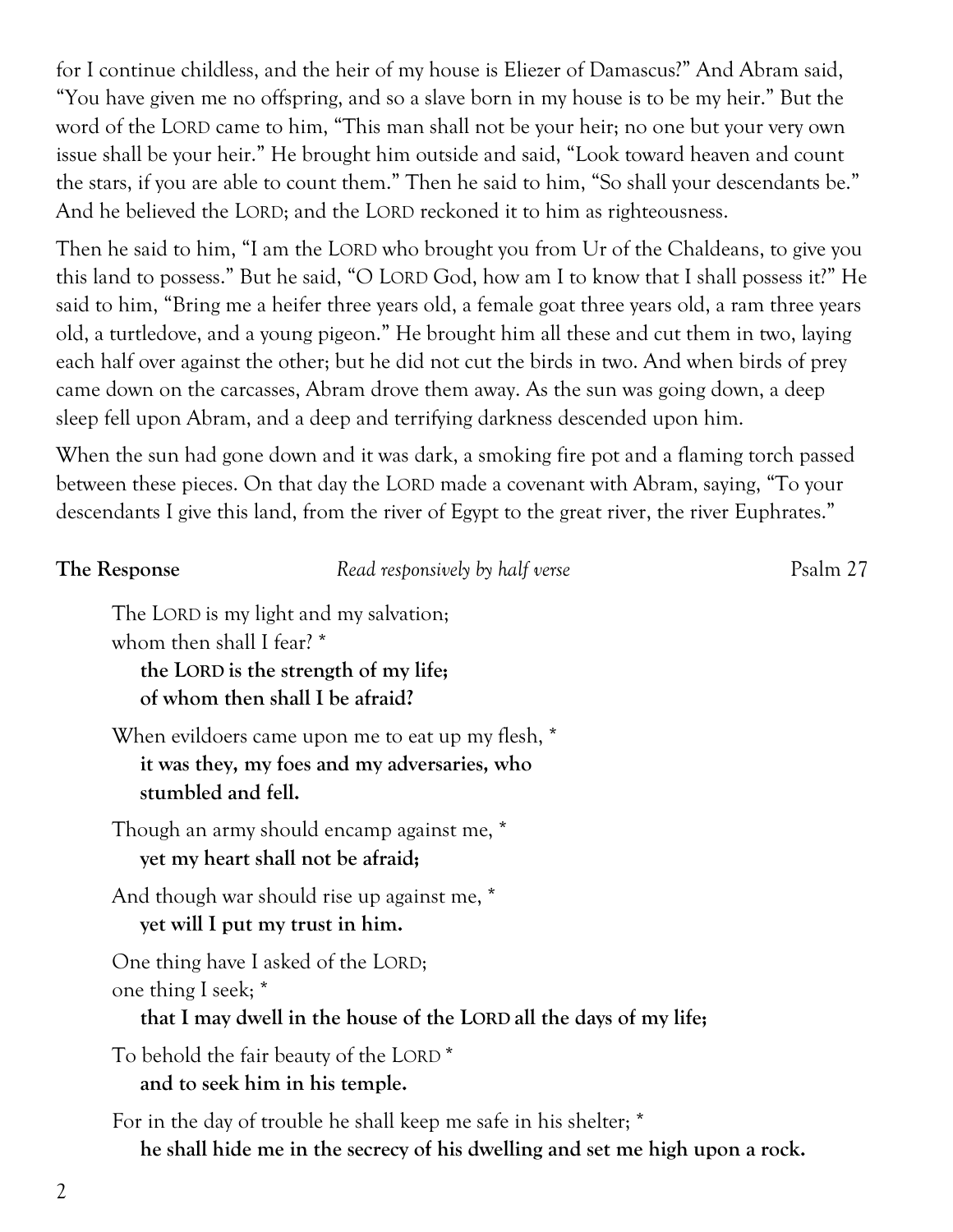for I continue childless, and the heir of my house is Eliezer of Damascus?" And Abram said, "You have given me no offspring, and so a slave born in my house is to be my heir." But the word of the LORD came to him, "This man shall not be your heir; no one but your very own issue shall be your heir." He brought him outside and said, "Look toward heaven and count the stars, if you are able to count them." Then he said to him, "So shall your descendants be." And he believed the LORD; and the LORD reckoned it to him as righteousness.

Then he said to him, "I am the LORD who brought you from Ur of the Chaldeans, to give you this land to possess." But he said, "O LORD God, how am I to know that I shall possess it?" He said to him, "Bring me a heifer three years old, a female goat three years old, a ram three years old, a turtledove, and a young pigeon." He brought him all these and cut them in two, laying each half over against the other; but he did not cut the birds in two. And when birds of prey came down on the carcasses, Abram drove them away. As the sun was going down, a deep sleep fell upon Abram, and a deep and terrifying darkness descended upon him.

When the sun had gone down and it was dark, a smoking fire pot and a flaming torch passed between these pieces. On that day the LORD made a covenant with Abram, saying, "To your descendants I give this land, from the river of Egypt to the great river, the river Euphrates."

**The Response** *Read responsively by half verse* Psalm 27

The LORD is my light and my salvation;
whom then shall I fear? *
**the LORD is the strength of my life;**
**of whom then shall I be afraid?**

When evildoers came upon me to eat up my flesh, *
**it was they, my foes and my adversaries, who stumbled and fell.**

Though an army should encamp against me, *
**yet my heart shall not be afraid;**

And though war should rise up against me, *
**yet will I put my trust in him.**

One thing have I asked of the LORD;
one thing I seek; *
**that I may dwell in the house of the LORD all the days of my life;**

To behold the fair beauty of the LORD *
**and to seek him in his temple.**

For in the day of trouble he shall keep me safe in his shelter; *
**he shall hide me in the secrecy of his dwelling and set me high upon a rock.**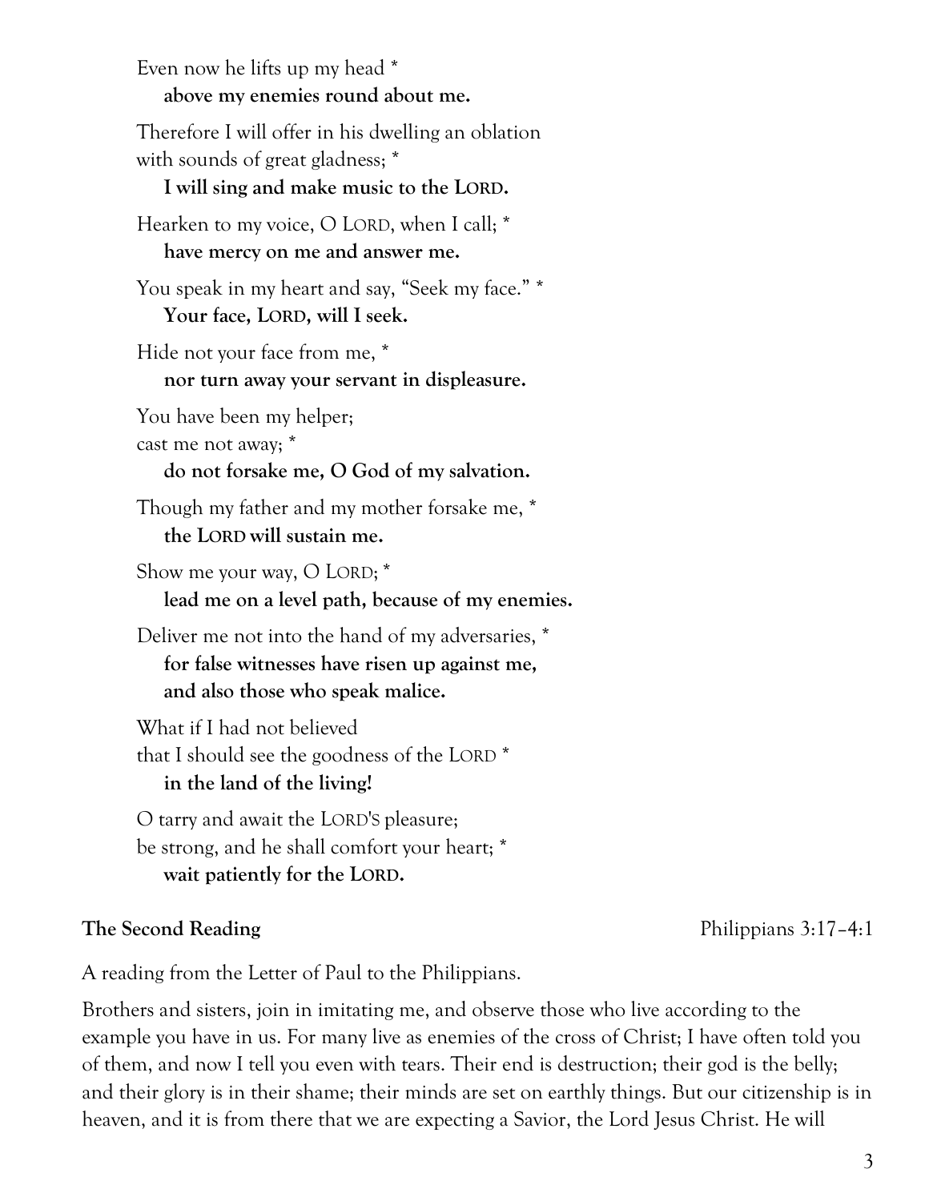Even now he lifts up my head *
**above my enemies round about me.**

Therefore I will offer in his dwelling an oblation
with sounds of great gladness; *
**I will sing and make music to the LORD.**

Hearken to my voice, O LORD, when I call; *
**have mercy on me and answer me.**

You speak in my heart and say, "Seek my face." *
**Your face, LORD, will I seek.**

Hide not your face from me, *
**nor turn away your servant in displeasure.**

You have been my helper;
cast me not away; *
**do not forsake me, O God of my salvation.**

Though my father and my mother forsake me, *
**the LORD will sustain me.**

Show me your way, O LORD; *
**lead me on a level path, because of my enemies.**

Deliver me not into the hand of my adversaries, *
**for false witnesses have risen up against me,**
**and also those who speak malice.**

What if I had not believed
that I should see the goodness of the LORD *
**in the land of the living!**

O tarry and await the LORD'S pleasure;
be strong, and he shall comfort your heart; *
**wait patiently for the LORD.**

**The Second Reading** Philippians 3:17–4:1

A reading from the Letter of Paul to the Philippians.

Brothers and sisters, join in imitating me, and observe those who live according to the example you have in us. For many live as enemies of the cross of Christ; I have often told you of them, and now I tell you even with tears. Their end is destruction; their god is the belly; and their glory is in their shame; their minds are set on earthly things. But our citizenship is in heaven, and it is from there that we are expecting a Savior, the Lord Jesus Christ. He will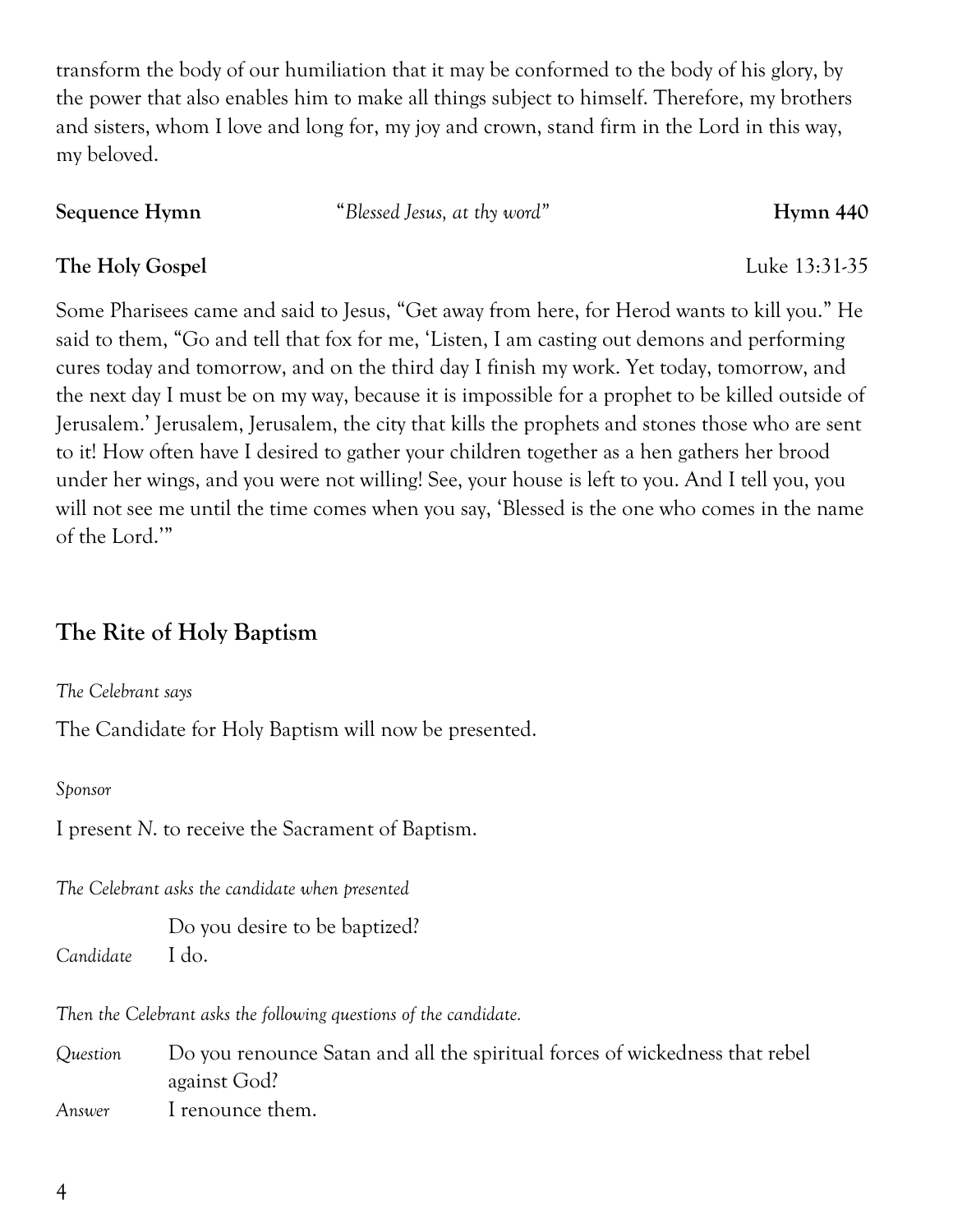transform the body of our humiliation that it may be conformed to the body of his glory, by the power that also enables him to make all things subject to himself. Therefore, my brothers and sisters, whom I love and long for, my joy and crown, stand firm in the Lord in this way, my beloved.

**Sequence Hymn** "*Blessed Jesus, at thy word*" **Hymn 440**

**The Holy Gospel** Luke 13:31-35

Some Pharisees came and said to Jesus, "Get away from here, for Herod wants to kill you." He said to them, "Go and tell that fox for me, 'Listen, I am casting out demons and performing cures today and tomorrow, and on the third day I finish my work. Yet today, tomorrow, and the next day I must be on my way, because it is impossible for a prophet to be killed outside of Jerusalem.' Jerusalem, Jerusalem, the city that kills the prophets and stones those who are sent to it! How often have I desired to gather your children together as a hen gathers her brood under her wings, and you were not willing! See, your house is left to you. And I tell you, you will not see me until the time comes when you say, 'Blessed is the one who comes in the name of the Lord.'"

## The Rite of Holy Baptism

*The Celebrant says*

The Candidate for Holy Baptism will now be presented.

*Sponsor*

I present *N.* to receive the Sacrament of Baptism.

*The Celebrant asks the candidate when presented*

Do you desire to be baptized?

*Candidate* I do.

*Then the Celebrant asks the following questions of the candidate.*

*Question* Do you renounce Satan and all the spiritual forces of wickedness that rebel against God?

*Answer* I renounce them.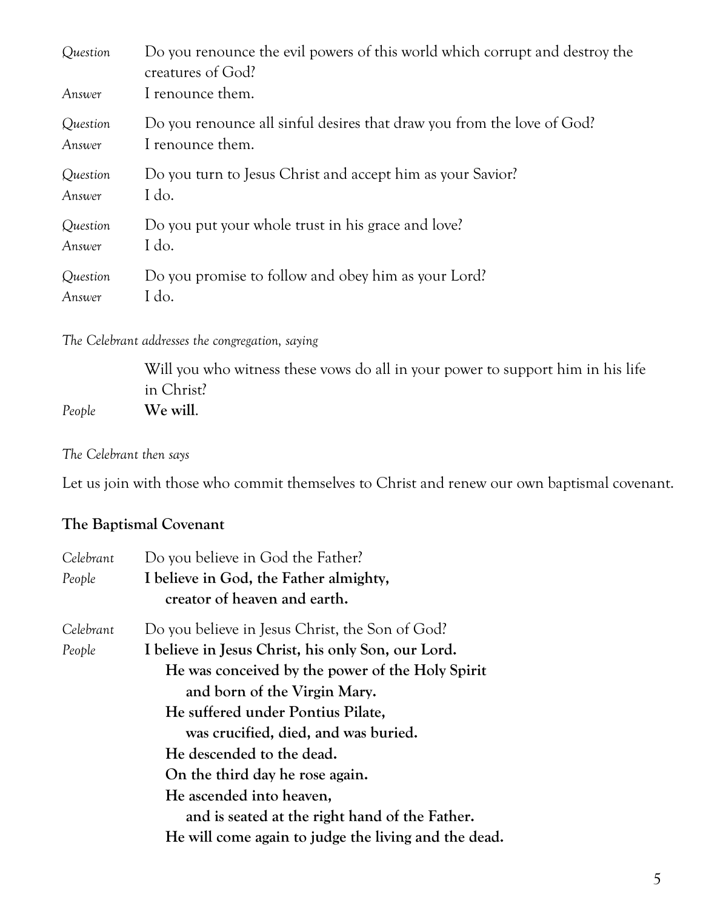*Question* Do you renounce the evil powers of this world which corrupt and destroy the creatures of God?

*Answer* I renounce them.

*Question* Do you renounce all sinful desires that draw you from the love of God?

*Answer* I renounce them.

*Question* Do you turn to Jesus Christ and accept him as your Savior?

*Answer* I do.

*Question* Do you put your whole trust in his grace and love?

*Answer* I do.

*Question* Do you promise to follow and obey him as your Lord?

*Answer* I do.

*The Celebrant addresses the congregation, saying*

Will you who witness these vows do all in your power to support him in his life in Christ?

*People* **We will**.

*The Celebrant then says*

Let us join with those who commit themselves to Christ and renew our own baptismal covenant.

## The Baptismal Covenant

*Celebrant* Do you believe in God the Father?

*People* **I believe in God, the Father almighty,**
**creator of heaven and earth.**

*Celebrant* Do you believe in Jesus Christ, the Son of God?

*People* **I believe in Jesus Christ, his only Son, our Lord.**
**He was conceived by the power of the Holy Spirit**
**and born of the Virgin Mary.**
**He suffered under Pontius Pilate,**
**was crucified, died, and was buried.**
**He descended to the dead.**
**On the third day he rose again.**
**He ascended into heaven,**
**and is seated at the right hand of the Father.**
**He will come again to judge the living and the dead.**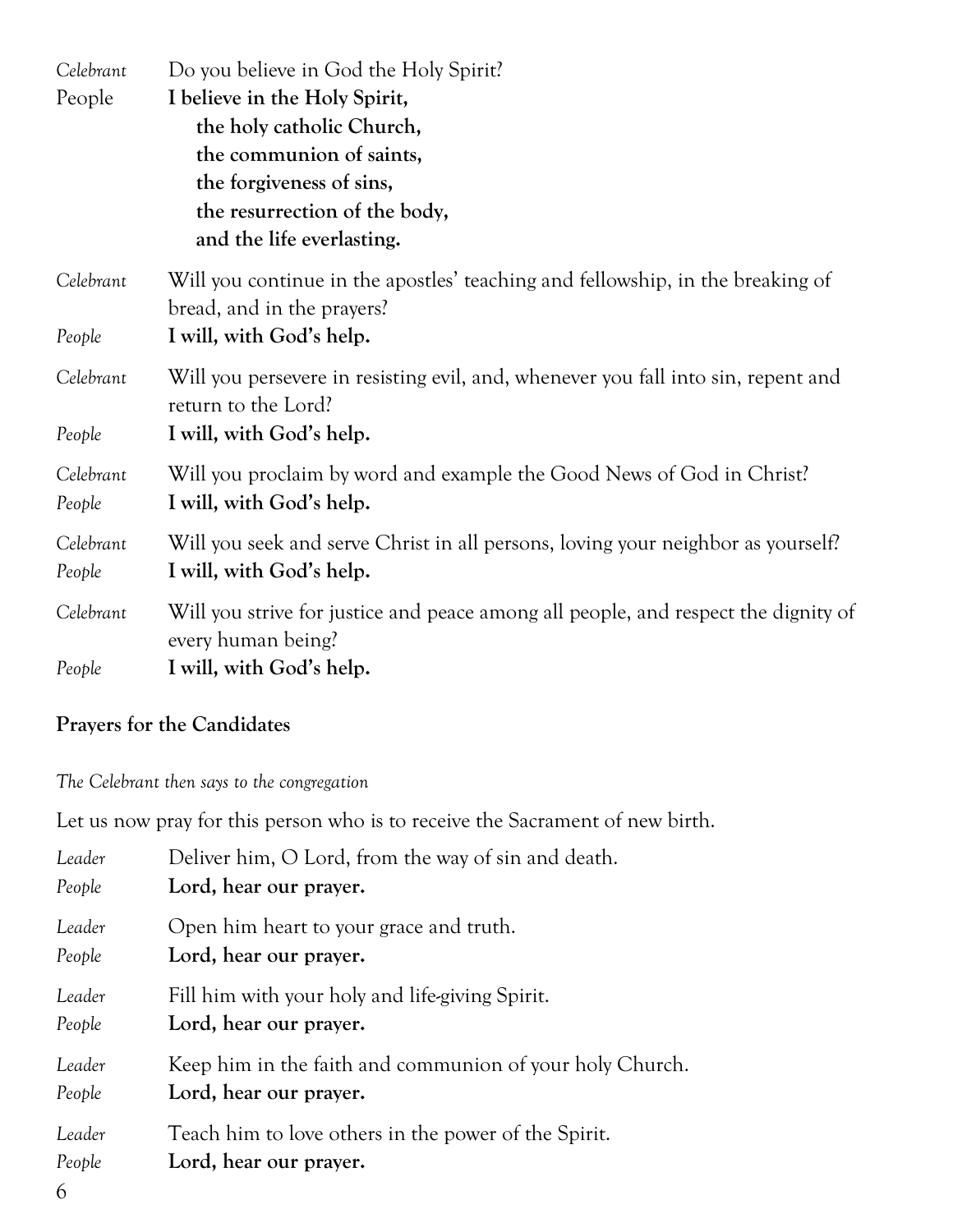*Celebrant* Do you believe in God the Holy Spirit?

People **I believe in the Holy Spirit,**
**the holy catholic Church,**
**the communion of saints,**
**the forgiveness of sins,**
**the resurrection of the body,**
**and the life everlasting.**

*Celebrant* Will you continue in the apostles' teaching and fellowship, in the breaking of bread, and in the prayers?

*People* **I will, with God's help.**

*Celebrant* Will you persevere in resisting evil, and, whenever you fall into sin, repent and return to the Lord?

*People* **I will, with God's help.**

*Celebrant* Will you proclaim by word and example the Good News of God in Christ?

*People* **I will, with God's help.**

*Celebrant* Will you seek and serve Christ in all persons, loving your neighbor as yourself?

*People* **I will, with God's help.**

*Celebrant* Will you strive for justice and peace among all people, and respect the dignity of every human being?

*People* **I will, with God's help.**

### Prayers for the Candidates

*The Celebrant then says to the congregation*

Let us now pray for this person who is to receive the Sacrament of new birth.

*Leader* Deliver him, O Lord, from the way of sin and death.

*People* **Lord, hear our prayer.**

*Leader* Open him heart to your grace and truth.

*People* **Lord, hear our prayer.**

*Leader* Fill him with your holy and life-giving Spirit.

*People* **Lord, hear our prayer.**

*Leader* Keep him in the faith and communion of your holy Church.

*People* **Lord, hear our prayer.**

*Leader* Teach him to love others in the power of the Spirit.

*People* **Lord, hear our prayer.**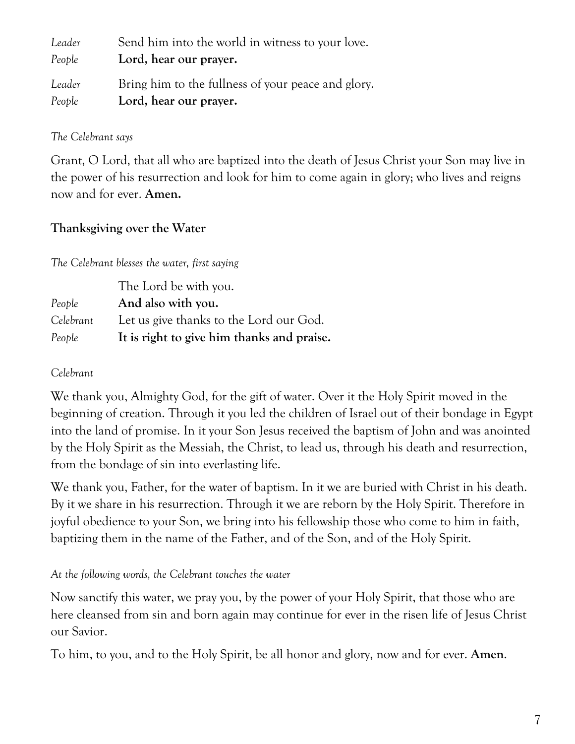*Leader* Send him into the world in witness to your love.
*People* **Lord, hear our prayer.**

*Leader* Bring him to the fullness of your peace and glory.
*People* **Lord, hear our prayer.**

*The Celebrant says*

Grant, O Lord, that all who are baptized into the death of Jesus Christ your Son may live in the power of his resurrection and look for him to come again in glory; who lives and reigns now and for ever. **Amen.**

**Thanksgiving over the Water**

*The Celebrant blesses the water, first saying*

The Lord be with you.
*People* **And also with you.**
*Celebrant* Let us give thanks to the Lord our God.
*People* **It is right to give him thanks and praise.**

*Celebrant*

We thank you, Almighty God, for the gift of water. Over it the Holy Spirit moved in the beginning of creation. Through it you led the children of Israel out of their bondage in Egypt into the land of promise. In it your Son Jesus received the baptism of John and was anointed by the Holy Spirit as the Messiah, the Christ, to lead us, through his death and resurrection, from the bondage of sin into everlasting life.

We thank you, Father, for the water of baptism. In it we are buried with Christ in his death. By it we share in his resurrection. Through it we are reborn by the Holy Spirit. Therefore in joyful obedience to your Son, we bring into his fellowship those who come to him in faith, baptizing them in the name of the Father, and of the Son, and of the Holy Spirit.

*At the following words, the Celebrant touches the water*

Now sanctify this water, we pray you, by the power of your Holy Spirit, that those who are here cleansed from sin and born again may continue for ever in the risen life of Jesus Christ our Savior.

To him, to you, and to the Holy Spirit, be all honor and glory, now and for ever. **Amen**.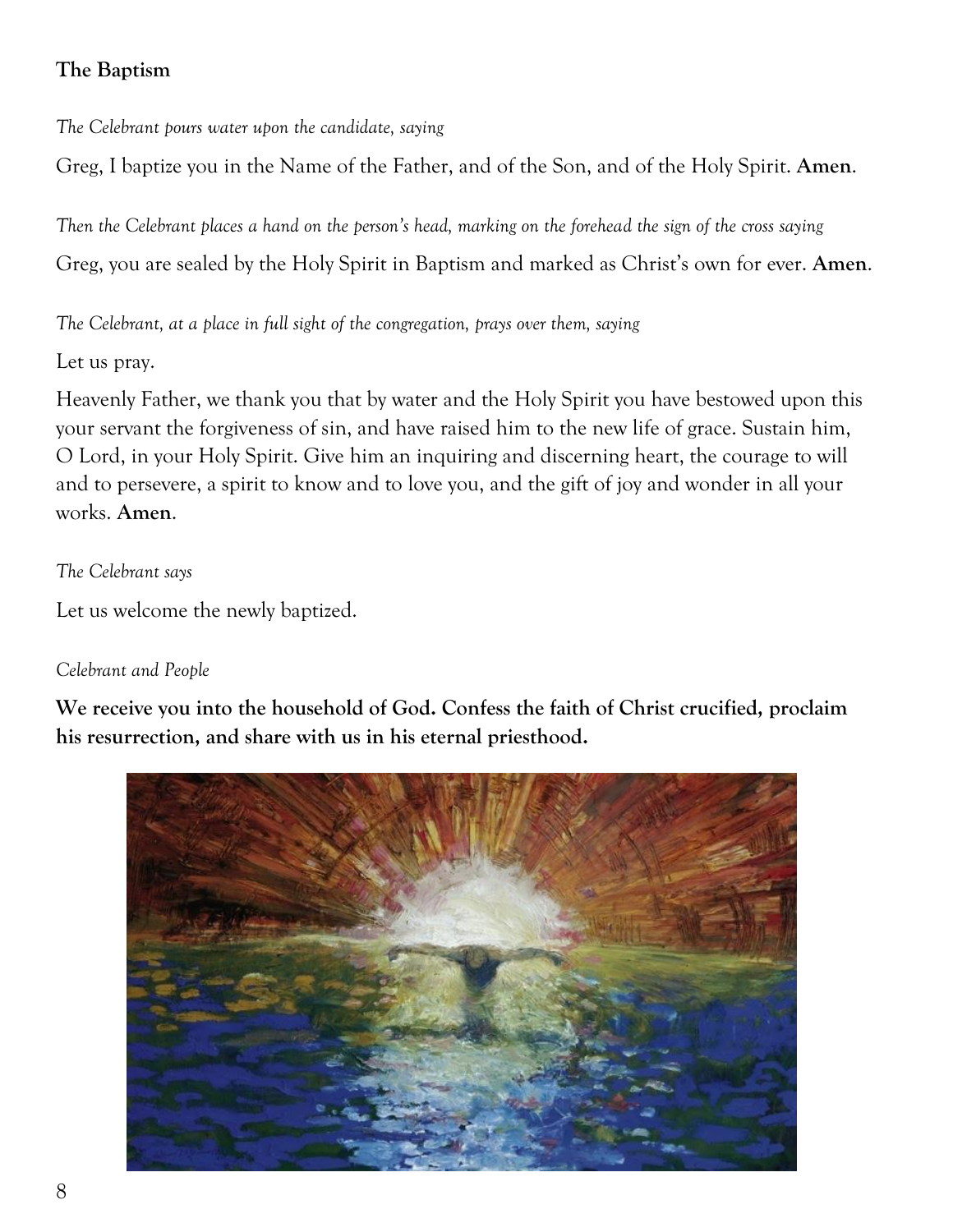**The Baptism**

*The Celebrant pours water upon the candidate, saying*

Greg, I baptize you in the Name of the Father, and of the Son, and of the Holy Spirit. **Amen**.

*Then the Celebrant places a hand on the person's head, marking on the forehead the sign of the cross saying*

Greg, you are sealed by the Holy Spirit in Baptism and marked as Christ's own for ever. **Amen**.

*The Celebrant, at a place in full sight of the congregation, prays over them, saying*

Let us pray.

Heavenly Father, we thank you that by water and the Holy Spirit you have bestowed upon this your servant the forgiveness of sin, and have raised him to the new life of grace. Sustain him, O Lord, in your Holy Spirit. Give him an inquiring and discerning heart, the courage to will and to persevere, a spirit to know and to love you, and the gift of joy and wonder in all your works. **Amen**.

*The Celebrant says*

Let us welcome the newly baptized.

*Celebrant and People*

**We receive you into the household of God. Confess the faith of Christ crucified, proclaim his resurrection, and share with us in his eternal priesthood.**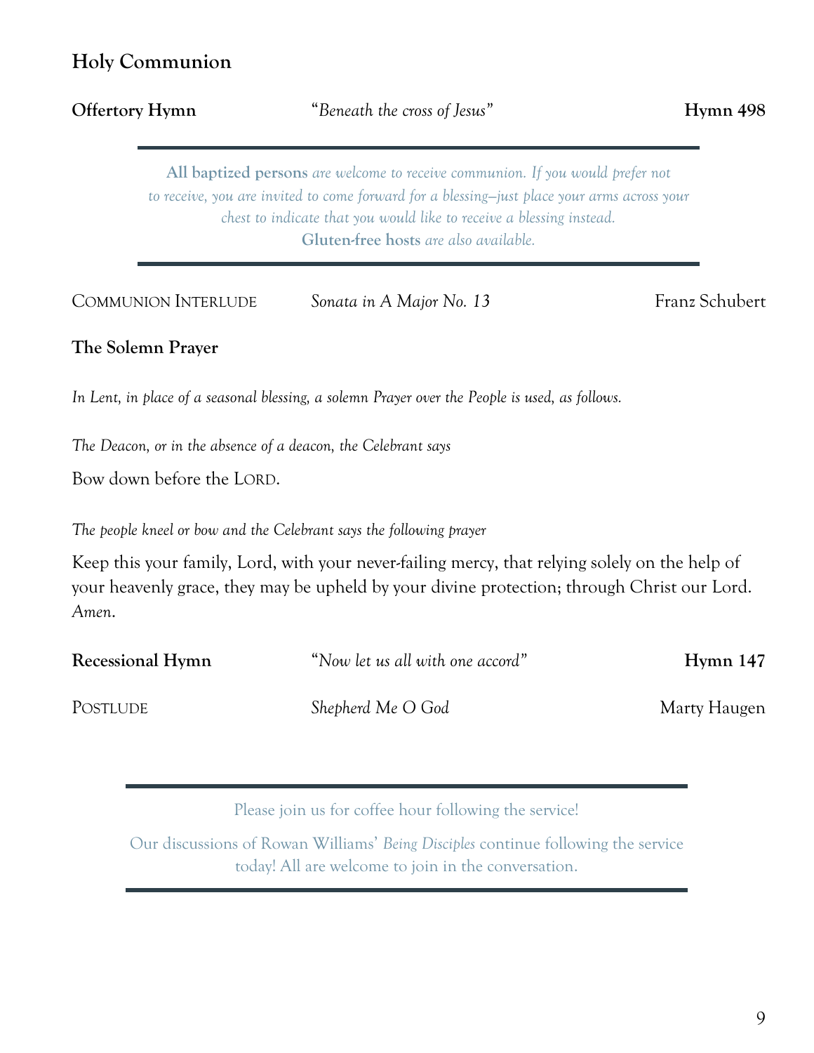## Holy Communion

**Offertory Hymn** *"Beneath the cross of Jesus"* **Hymn 498**

---

**All baptized persons** *are welcome to receive communion. If you would prefer not to receive, you are invited to come forward for a blessing—just place your arms across your chest to indicate that you would like to receive a blessing instead.*
**Gluten-free hosts** *are also available.*

---

COMMUNION INTERLUDE *Sonata in A Major No. 13* Franz Schubert

**The Solemn Prayer**

*In Lent, in place of a seasonal blessing, a solemn Prayer over the People is used, as follows.*

*The Deacon, or in the absence of a deacon, the Celebrant says*

Bow down before the LORD.

*The people kneel or bow and the Celebrant says the following prayer*

Keep this your family, Lord, with your never-failing mercy, that relying solely on the help of your heavenly grace, they may be upheld by your divine protection; through Christ our Lord. *Amen.*

**Recessional Hymn** *"Now let us all with one accord"* **Hymn 147**

POSTLUDE *Shepherd Me O God* Marty Haugen

---

Please join us for coffee hour following the service!

Our discussions of Rowan Williams' *Being Disciples* continue following the service today! All are welcome to join in the conversation.

---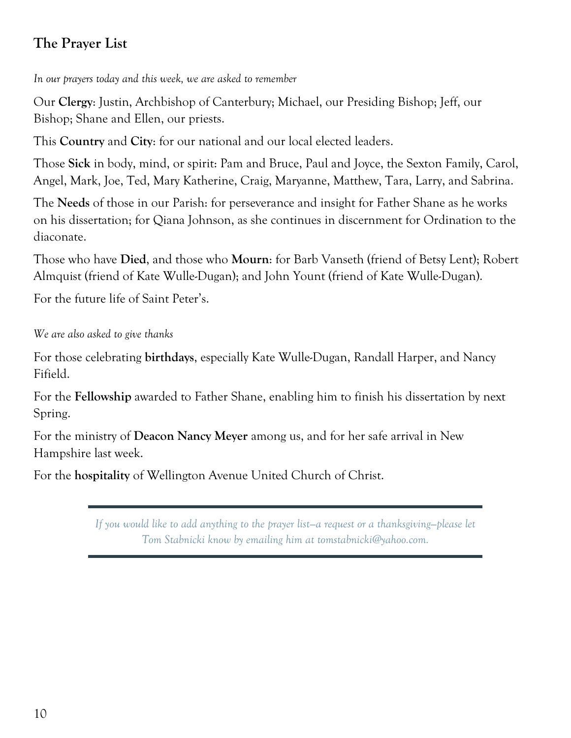## The Prayer List

*In our prayers today and this week, we are asked to remember*

Our **Clergy**: Justin, Archbishop of Canterbury; Michael, our Presiding Bishop; Jeff, our Bishop; Shane and Ellen, our priests.

This **Country** and **City**: for our national and our local elected leaders.

Those **Sick** in body, mind, or spirit: Pam and Bruce, Paul and Joyce, the Sexton Family, Carol, Angel, Mark, Joe, Ted, Mary Katherine, Craig, Maryanne, Matthew, Tara, Larry, and Sabrina.

The **Needs** of those in our Parish: for perseverance and insight for Father Shane as he works on his dissertation; for Qiana Johnson, as she continues in discernment for Ordination to the diaconate.

Those who have **Died**, and those who **Mourn**: for Barb Vanseth (friend of Betsy Lent); Robert Almquist (friend of Kate Wulle-Dugan); and John Yount (friend of Kate Wulle-Dugan).

For the future life of Saint Peter's.

*We are also asked to give thanks*

For those celebrating **birthdays**, especially Kate Wulle-Dugan, Randall Harper, and Nancy Fifield.

For the **Fellowship** awarded to Father Shane, enabling him to finish his dissertation by next Spring.

For the ministry of **Deacon Nancy Meyer** among us, and for her safe arrival in New Hampshire last week.

For the **hospitality** of Wellington Avenue United Church of Christ.

---

*If you would like to add anything to the prayer list—a request or a thanksgiving—please let Tom Stabnicki know by emailing him at tomstabnicki@yahoo.com.*

---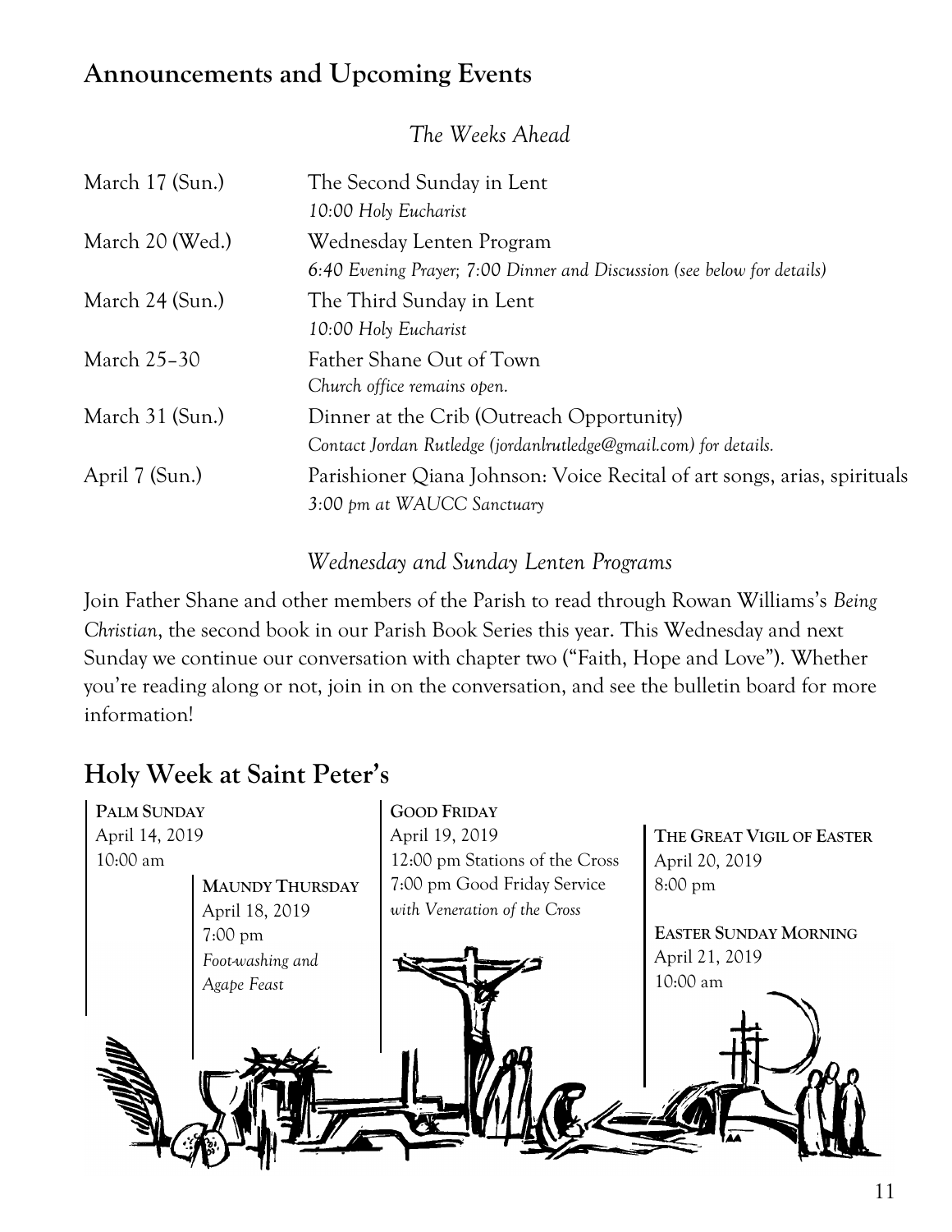## Announcements and Upcoming Events

*The Weeks Ahead*

| | |
|---|---|
| March 17 (Sun.) | The Second Sunday in Lent<br>*10:00 Holy Eucharist* |
| March 20 (Wed.) | Wednesday Lenten Program<br>*6:40 Evening Prayer; 7:00 Dinner and Discussion (see below for details)* |
| March 24 (Sun.) | The Third Sunday in Lent<br>*10:00 Holy Eucharist* |
| March 25–30 | Father Shane Out of Town<br>*Church office remains open.* |
| March 31 (Sun.) | Dinner at the Crib (Outreach Opportunity)<br>*Contact Jordan Rutledge (jordanlrutledge@gmail.com) for details.* |
| April 7 (Sun.) | Parishioner Qiana Johnson: Voice Recital of art songs, arias, spirituals<br>*3:00 pm at WAUCC Sanctuary* |

*Wednesday and Sunday Lenten Programs*

Join Father Shane and other members of the Parish to read through Rowan Williams's *Being Christian*, the second book in our Parish Book Series this year. This Wednesday and next Sunday we continue our conversation with chapter two ("Faith, Hope and Love"). Whether you're reading along or not, join in on the conversation, and see the bulletin board for more information!

## Holy Week at Saint Peter's

**PALM SUNDAY**
April 14, 2019
10:00 am

**MAUNDY THURSDAY**
April 18, 2019
7:00 pm
*Foot-washing and Agape Feast*

**GOOD FRIDAY**
April 19, 2019
12:00 pm Stations of the Cross
7:00 pm Good Friday Service
*with Veneration of the Cross*

**THE GREAT VIGIL OF EASTER**
April 20, 2019
8:00 pm

**EASTER SUNDAY MORNING**
April 21, 2019
10:00 am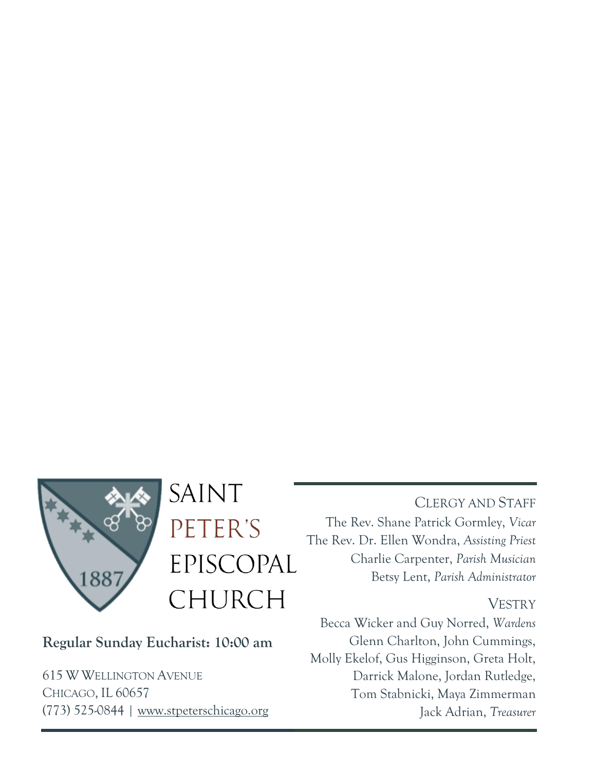# SAINT PETER'S EPISCOPAL CHURCH

**Regular Sunday Eucharist: 10:00 am**

615 W WELLINGTON AVENUE
CHICAGO, IL 60657
(773) 525-0844 | www.stpeterschicago.org

## CLERGY AND STAFF

The Rev. Shane Patrick Gormley, *Vicar*
The Rev. Dr. Ellen Wondra, *Assisting Priest*
Charlie Carpenter, *Parish Musician*
Betsy Lent, *Parish Administrator*

## VESTRY

Becca Wicker and Guy Norred, *Wardens*
Glenn Charlton, John Cummings,
Molly Ekelof, Gus Higginson, Greta Holt,
Darrick Malone, Jordan Rutledge,
Tom Stabnicki, Maya Zimmerman
Jack Adrian, *Treasurer*